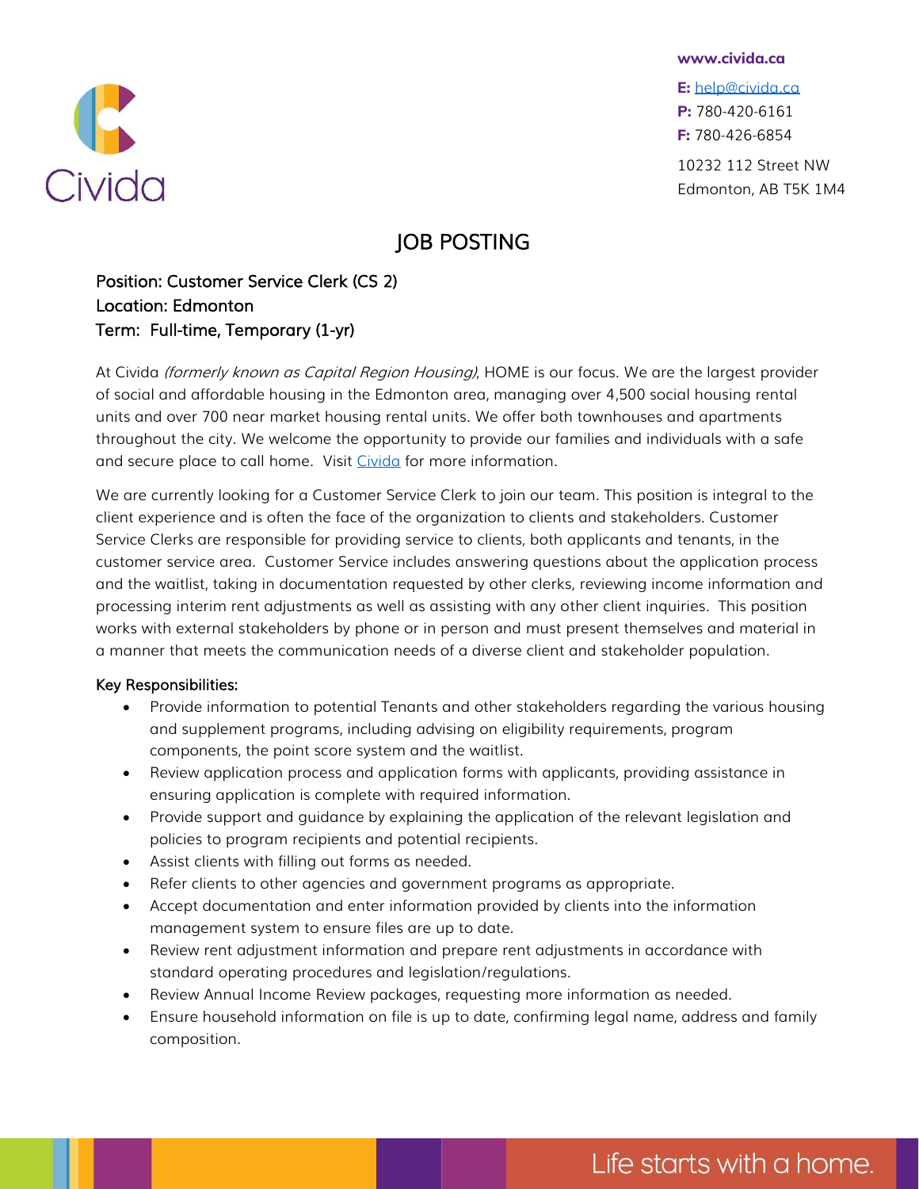Civida

www.civida.ca

**E:** help@civida.ca
**P:** 780-420-6161
**F:** 780-426-6854

10232 112 Street NW
Edmonton, AB T5K 1M4

# JOB POSTING

Position: Customer Service Clerk (CS 2)
Location: Edmonton
Term: Full-time, Temporary (1-yr)

At Civida *(formerly known as Capital Region Housing)*, HOME is our focus. We are the largest provider of social and affordable housing in the Edmonton area, managing over 4,500 social housing rental units and over 700 near market housing rental units. We offer both townhouses and apartments throughout the city. We welcome the opportunity to provide our families and individuals with a safe and secure place to call home. Visit Civida for more information.

We are currently looking for a Customer Service Clerk to join our team. This position is integral to the client experience and is often the face of the organization to clients and stakeholders. Customer Service Clerks are responsible for providing service to clients, both applicants and tenants, in the customer service area. Customer Service includes answering questions about the application process and the waitlist, taking in documentation requested by other clerks, reviewing income information and processing interim rent adjustments as well as assisting with any other client inquiries. This position works with external stakeholders by phone or in person and must present themselves and material in a manner that meets the communication needs of a diverse client and stakeholder population.

## Key Responsibilities:

- Provide information to potential Tenants and other stakeholders regarding the various housing and supplement programs, including advising on eligibility requirements, program components, the point score system and the waitlist.
- Review application process and application forms with applicants, providing assistance in ensuring application is complete with required information.
- Provide support and guidance by explaining the application of the relevant legislation and policies to program recipients and potential recipients.
- Assist clients with filling out forms as needed.
- Refer clients to other agencies and government programs as appropriate.
- Accept documentation and enter information provided by clients into the information management system to ensure files are up to date.
- Review rent adjustment information and prepare rent adjustments in accordance with standard operating procedures and legislation/regulations.
- Review Annual Income Review packages, requesting more information as needed.
- Ensure household information on file is up to date, confirming legal name, address and family composition.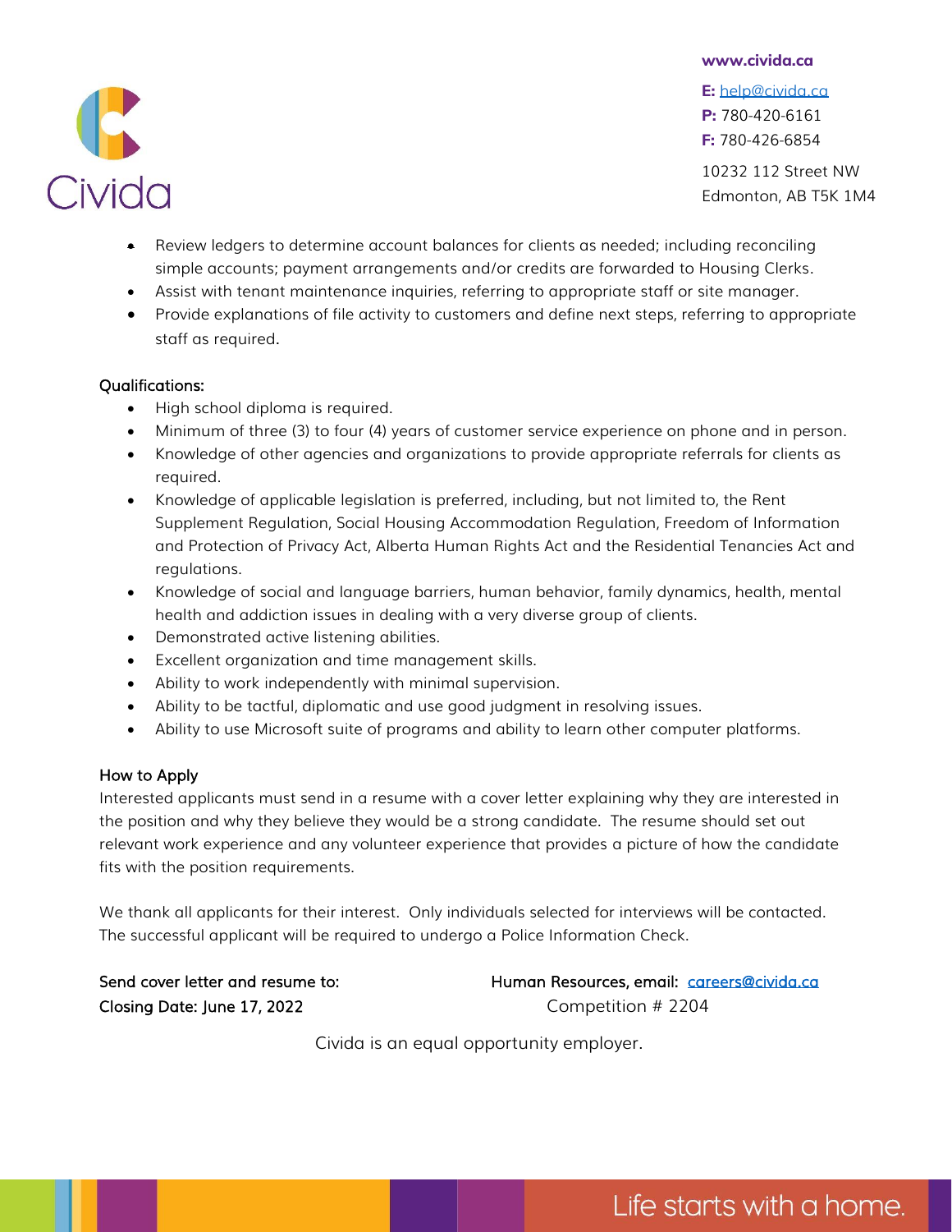- Review ledgers to determine account balances for clients as needed; including reconciling simple accounts; payment arrangements and/or credits are forwarded to Housing Clerks.
- Assist with tenant maintenance inquiries, referring to appropriate staff or site manager.
- Provide explanations of file activity to customers and define next steps, referring to appropriate staff as required.

**Qualifications:**

- High school diploma is required.
- Minimum of three (3) to four (4) years of customer service experience on phone and in person.
- Knowledge of other agencies and organizations to provide appropriate referrals for clients as required.
- Knowledge of applicable legislation is preferred, including, but not limited to, the Rent Supplement Regulation, Social Housing Accommodation Regulation, Freedom of Information and Protection of Privacy Act, Alberta Human Rights Act and the Residential Tenancies Act and regulations.
- Knowledge of social and language barriers, human behavior, family dynamics, health, mental health and addiction issues in dealing with a very diverse group of clients.
- Demonstrated active listening abilities.
- Excellent organization and time management skills.
- Ability to work independently with minimal supervision.
- Ability to be tactful, diplomatic and use good judgment in resolving issues.
- Ability to use Microsoft suite of programs and ability to learn other computer platforms.

**How to Apply**

Interested applicants must send in a resume with a cover letter explaining why they are interested in the position and why they believe they would be a strong candidate. The resume should set out relevant work experience and any volunteer experience that provides a picture of how the candidate fits with the position requirements.

We thank all applicants for their interest. Only individuals selected for interviews will be contacted. The successful applicant will be required to undergo a Police Information Check.

**Send cover letter and resume to:** Human Resources, email: careers@civida.ca

**Closing Date: June 17, 2022** Competition # 2204

Civida is an equal opportunity employer.